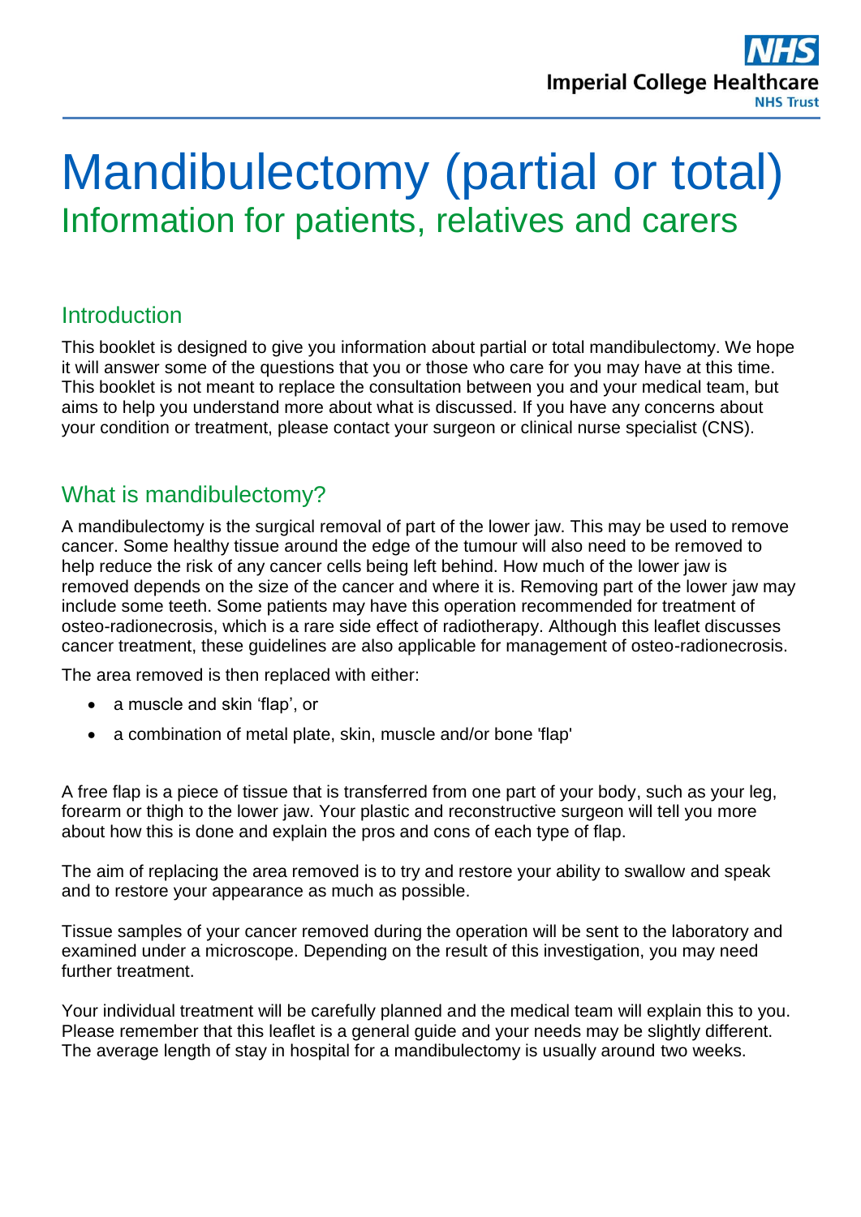# Mandibulectomy (partial or total)

## Information for patients, relatives and carers

### Introduction

This booklet is designed to give you information about partial or total mandibulectomy. We hope it will answer some of the questions that you or those who care for you may have at this time. This booklet is not meant to replace the consultation between you and your medical team, but aims to help you understand more about what is discussed. If you have any concerns about your condition or treatment, please contact your surgeon or clinical nurse specialist (CNS).

### What is mandibulectomy?

A mandibulectomy is the surgical removal of part of the lower jaw. This may be used to remove cancer. Some healthy tissue around the edge of the tumour will also need to be removed to help reduce the risk of any cancer cells being left behind. How much of the lower jaw is removed depends on the size of the cancer and where it is. Removing part of the lower jaw may include some teeth. Some patients may have this operation recommended for treatment of osteo-radionecrosis, which is a rare side effect of radiotherapy. Although this leaflet discusses cancer treatment, these guidelines are also applicable for management of osteo-radionecrosis.

The area removed is then replaced with either:

- a muscle and skin 'flap', or
- a combination of metal plate, skin, muscle and/or bone 'flap'

A free flap is a piece of tissue that is transferred from one part of your body, such as your leg, forearm or thigh to the lower jaw. Your plastic and reconstructive surgeon will tell you more about how this is done and explain the pros and cons of each type of flap.

The aim of replacing the area removed is to try and restore your ability to swallow and speak and to restore your appearance as much as possible.

Tissue samples of your cancer removed during the operation will be sent to the laboratory and examined under a microscope. Depending on the result of this investigation, you may need further treatment.

Your individual treatment will be carefully planned and the medical team will explain this to you. Please remember that this leaflet is a general guide and your needs may be slightly different. The average length of stay in hospital for a mandibulectomy is usually around two weeks.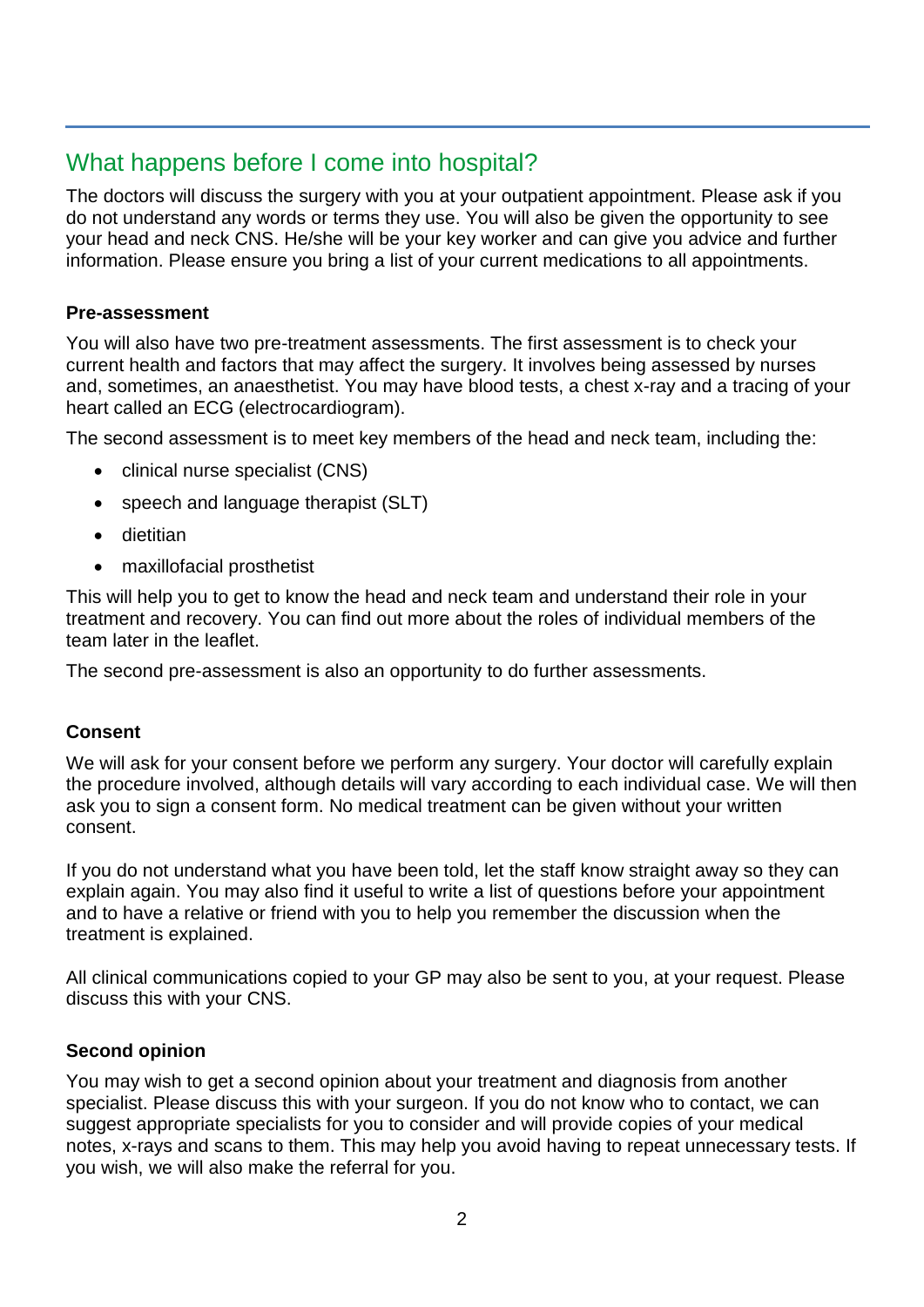## What happens before I come into hospital?

The doctors will discuss the surgery with you at your outpatient appointment. Please ask if you do not understand any words or terms they use. You will also be given the opportunity to see your head and neck CNS. He/she will be your key worker and can give you advice and further information. Please ensure you bring a list of your current medications to all appointments.

### Pre-assessment

You will also have two pre-treatment assessments. The first assessment is to check your current health and factors that may affect the surgery. It involves being assessed by nurses and, sometimes, an anaesthetist. You may have blood tests, a chest x-ray and a tracing of your heart called an ECG (electrocardiogram).

The second assessment is to meet key members of the head and neck team, including the:

- clinical nurse specialist (CNS)
- speech and language therapist (SLT)
- dietitian
- maxillofacial prosthetist

This will help you to get to know the head and neck team and understand their role in your treatment and recovery. You can find out more about the roles of individual members of the team later in the leaflet.

The second pre-assessment is also an opportunity to do further assessments.

### Consent

We will ask for your consent before we perform any surgery. Your doctor will carefully explain the procedure involved, although details will vary according to each individual case. We will then ask you to sign a consent form. No medical treatment can be given without your written consent.

If you do not understand what you have been told, let the staff know straight away so they can explain again. You may also find it useful to write a list of questions before your appointment and to have a relative or friend with you to help you remember the discussion when the treatment is explained.

All clinical communications copied to your GP may also be sent to you, at your request. Please discuss this with your CNS.

### Second opinion

You may wish to get a second opinion about your treatment and diagnosis from another specialist. Please discuss this with your surgeon. If you do not know who to contact, we can suggest appropriate specialists for you to consider and will provide copies of your medical notes, x-rays and scans to them. This may help you avoid having to repeat unnecessary tests. If you wish, we will also make the referral for you.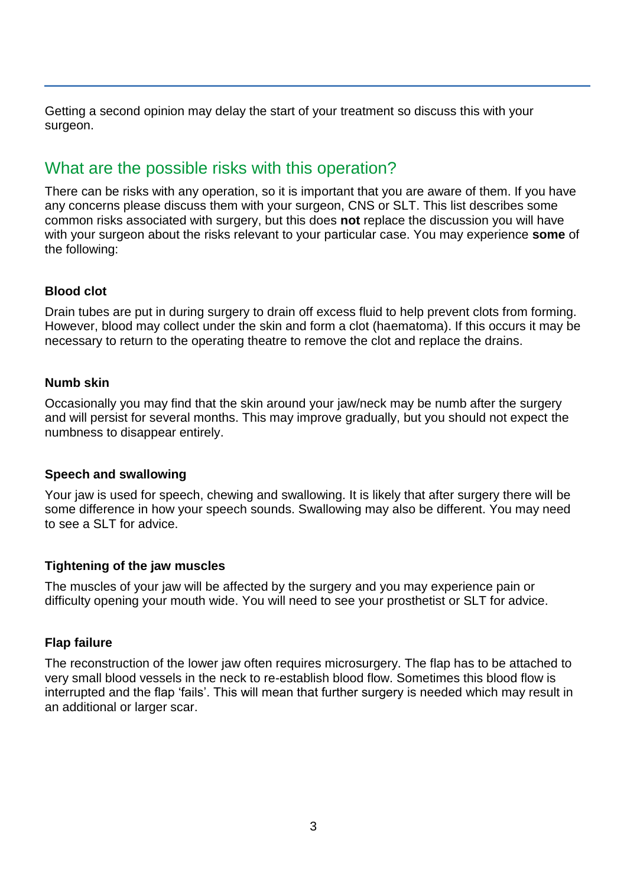Getting a second opinion may delay the start of your treatment so discuss this with your surgeon.

## What are the possible risks with this operation?

There can be risks with any operation, so it is important that you are aware of them. If you have any concerns please discuss them with your surgeon, CNS or SLT. This list describes some common risks associated with surgery, but this does **not** replace the discussion you will have with your surgeon about the risks relevant to your particular case. You may experience **some** of the following:

### Blood clot

Drain tubes are put in during surgery to drain off excess fluid to help prevent clots from forming. However, blood may collect under the skin and form a clot (haematoma). If this occurs it may be necessary to return to the operating theatre to remove the clot and replace the drains.

### Numb skin

Occasionally you may find that the skin around your jaw/neck may be numb after the surgery and will persist for several months. This may improve gradually, but you should not expect the numbness to disappear entirely.

### Speech and swallowing

Your jaw is used for speech, chewing and swallowing. It is likely that after surgery there will be some difference in how your speech sounds. Swallowing may also be different. You may need to see a SLT for advice.

### Tightening of the jaw muscles

The muscles of your jaw will be affected by the surgery and you may experience pain or difficulty opening your mouth wide. You will need to see your prosthetist or SLT for advice.

### Flap failure

The reconstruction of the lower jaw often requires microsurgery. The flap has to be attached to very small blood vessels in the neck to re-establish blood flow. Sometimes this blood flow is interrupted and the flap 'fails'. This will mean that further surgery is needed which may result in an additional or larger scar.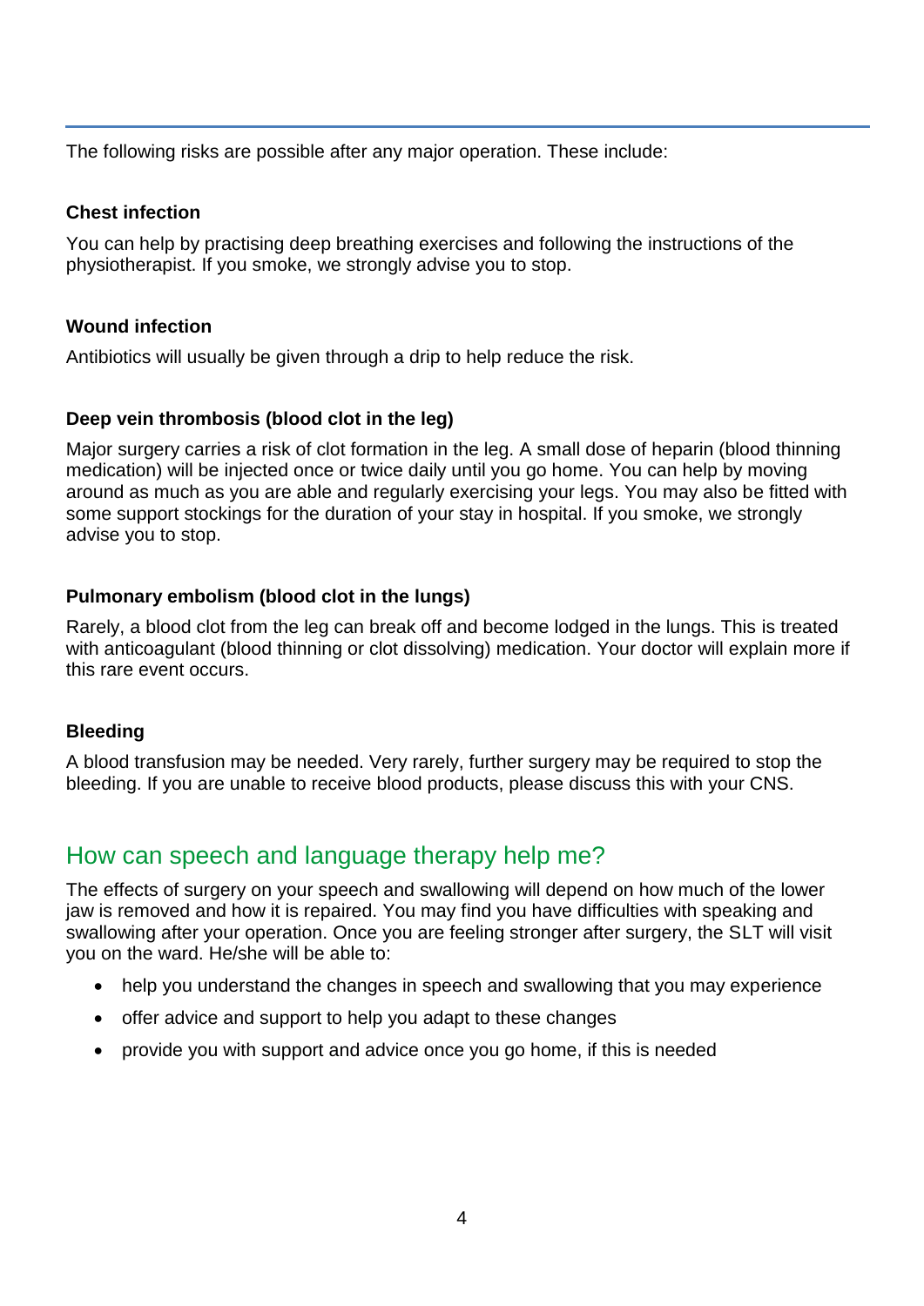The following risks are possible after any major operation. These include:

### Chest infection

You can help by practising deep breathing exercises and following the instructions of the physiotherapist. If you smoke, we strongly advise you to stop.

### Wound infection

Antibiotics will usually be given through a drip to help reduce the risk.

### Deep vein thrombosis (blood clot in the leg)

Major surgery carries a risk of clot formation in the leg. A small dose of heparin (blood thinning medication) will be injected once or twice daily until you go home. You can help by moving around as much as you are able and regularly exercising your legs. You may also be fitted with some support stockings for the duration of your stay in hospital. If you smoke, we strongly advise you to stop.

### Pulmonary embolism (blood clot in the lungs)

Rarely, a blood clot from the leg can break off and become lodged in the lungs. This is treated with anticoagulant (blood thinning or clot dissolving) medication. Your doctor will explain more if this rare event occurs.

### Bleeding

A blood transfusion may be needed. Very rarely, further surgery may be required to stop the bleeding. If you are unable to receive blood products, please discuss this with your CNS.

## How can speech and language therapy help me?

The effects of surgery on your speech and swallowing will depend on how much of the lower jaw is removed and how it is repaired. You may find you have difficulties with speaking and swallowing after your operation. Once you are feeling stronger after surgery, the SLT will visit you on the ward. He/she will be able to:

- help you understand the changes in speech and swallowing that you may experience
- offer advice and support to help you adapt to these changes
- provide you with support and advice once you go home, if this is needed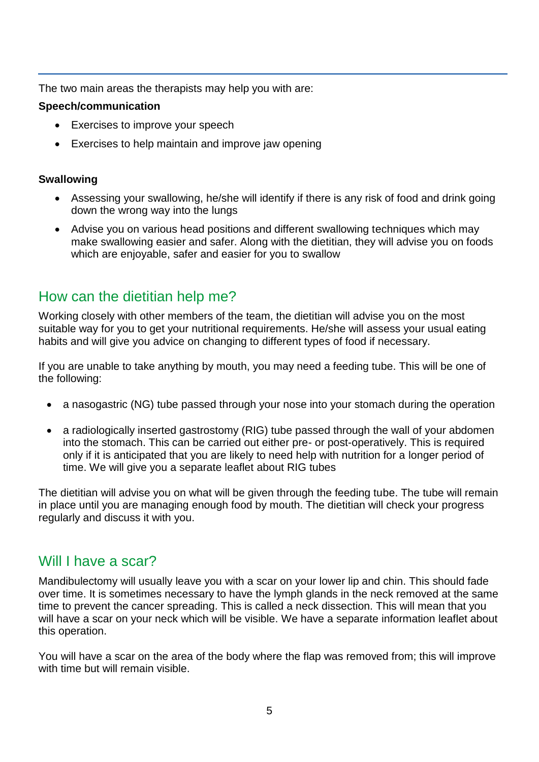The two main areas the therapists may help you with are:

**Speech/communication**

- Exercises to improve your speech
- Exercises to help maintain and improve jaw opening

**Swallowing**

- Assessing your swallowing, he/she will identify if there is any risk of food and drink going down the wrong way into the lungs
- Advise you on various head positions and different swallowing techniques which may make swallowing easier and safer. Along with the dietitian, they will advise you on foods which are enjoyable, safer and easier for you to swallow

## How can the dietitian help me?

Working closely with other members of the team, the dietitian will advise you on the most suitable way for you to get your nutritional requirements. He/she will assess your usual eating habits and will give you advice on changing to different types of food if necessary.

If you are unable to take anything by mouth, you may need a feeding tube. This will be one of the following:

- a nasogastric (NG) tube passed through your nose into your stomach during the operation
- a radiologically inserted gastrostomy (RIG) tube passed through the wall of your abdomen into the stomach. This can be carried out either pre- or post-operatively. This is required only if it is anticipated that you are likely to need help with nutrition for a longer period of time. We will give you a separate leaflet about RIG tubes

The dietitian will advise you on what will be given through the feeding tube. The tube will remain in place until you are managing enough food by mouth. The dietitian will check your progress regularly and discuss it with you.

## Will I have a scar?

Mandibulectomy will usually leave you with a scar on your lower lip and chin. This should fade over time. It is sometimes necessary to have the lymph glands in the neck removed at the same time to prevent the cancer spreading. This is called a neck dissection. This will mean that you will have a scar on your neck which will be visible. We have a separate information leaflet about this operation.

You will have a scar on the area of the body where the flap was removed from; this will improve with time but will remain visible.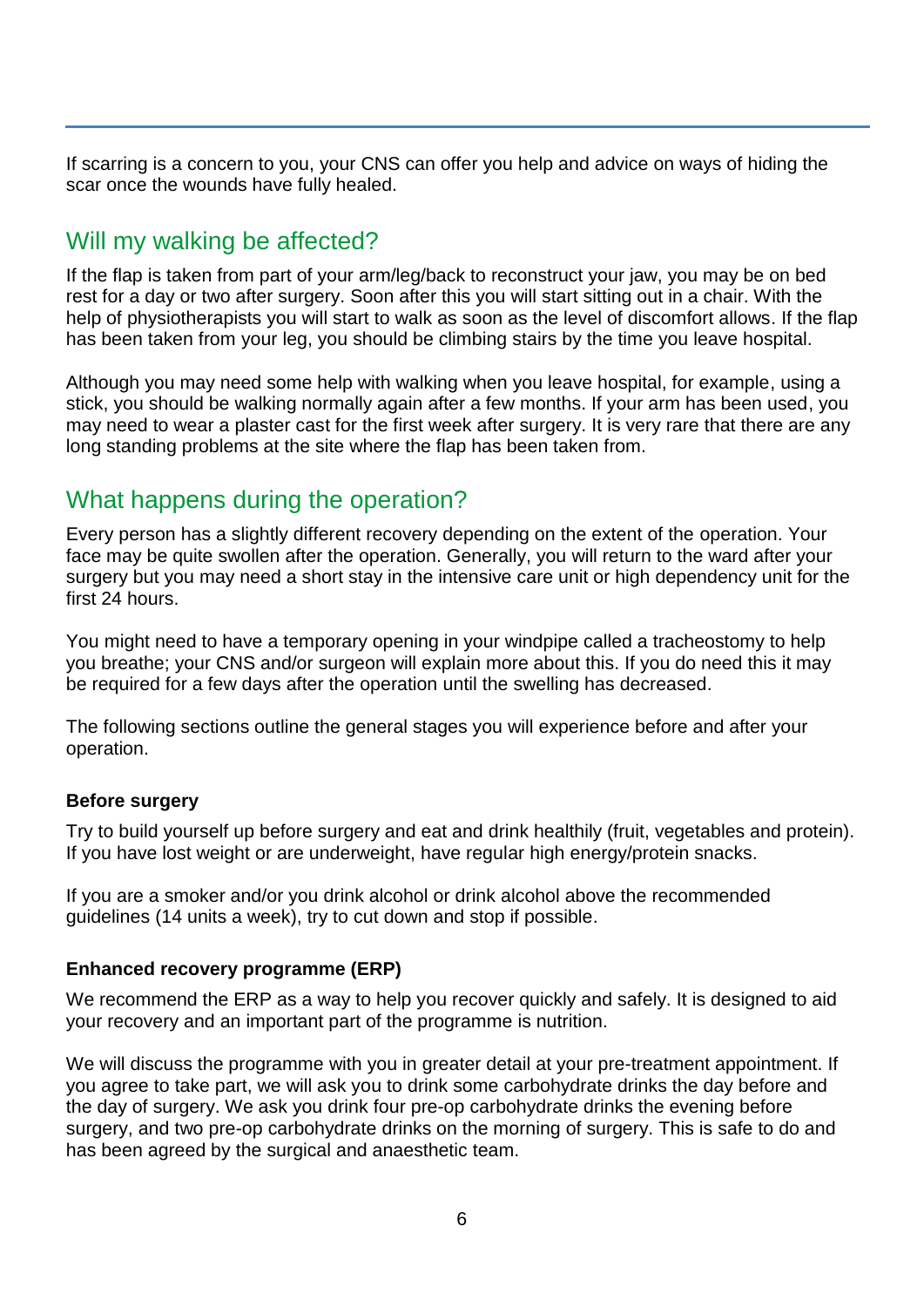If scarring is a concern to you, your CNS can offer you help and advice on ways of hiding the scar once the wounds have fully healed.

## Will my walking be affected?

If the flap is taken from part of your arm/leg/back to reconstruct your jaw, you may be on bed rest for a day or two after surgery. Soon after this you will start sitting out in a chair. With the help of physiotherapists you will start to walk as soon as the level of discomfort allows. If the flap has been taken from your leg, you should be climbing stairs by the time you leave hospital.

Although you may need some help with walking when you leave hospital, for example, using a stick, you should be walking normally again after a few months. If your arm has been used, you may need to wear a plaster cast for the first week after surgery. It is very rare that there are any long standing problems at the site where the flap has been taken from.

## What happens during the operation?

Every person has a slightly different recovery depending on the extent of the operation. Your face may be quite swollen after the operation. Generally, you will return to the ward after your surgery but you may need a short stay in the intensive care unit or high dependency unit for the first 24 hours.

You might need to have a temporary opening in your windpipe called a tracheostomy to help you breathe; your CNS and/or surgeon will explain more about this. If you do need this it may be required for a few days after the operation until the swelling has decreased.

The following sections outline the general stages you will experience before and after your operation.

### Before surgery

Try to build yourself up before surgery and eat and drink healthily (fruit, vegetables and protein). If you have lost weight or are underweight, have regular high energy/protein snacks.

If you are a smoker and/or you drink alcohol or drink alcohol above the recommended guidelines (14 units a week), try to cut down and stop if possible.

### Enhanced recovery programme (ERP)

We recommend the ERP as a way to help you recover quickly and safely. It is designed to aid your recovery and an important part of the programme is nutrition.

We will discuss the programme with you in greater detail at your pre-treatment appointment. If you agree to take part, we will ask you to drink some carbohydrate drinks the day before and the day of surgery. We ask you drink four pre-op carbohydrate drinks the evening before surgery, and two pre-op carbohydrate drinks on the morning of surgery. This is safe to do and has been agreed by the surgical and anaesthetic team.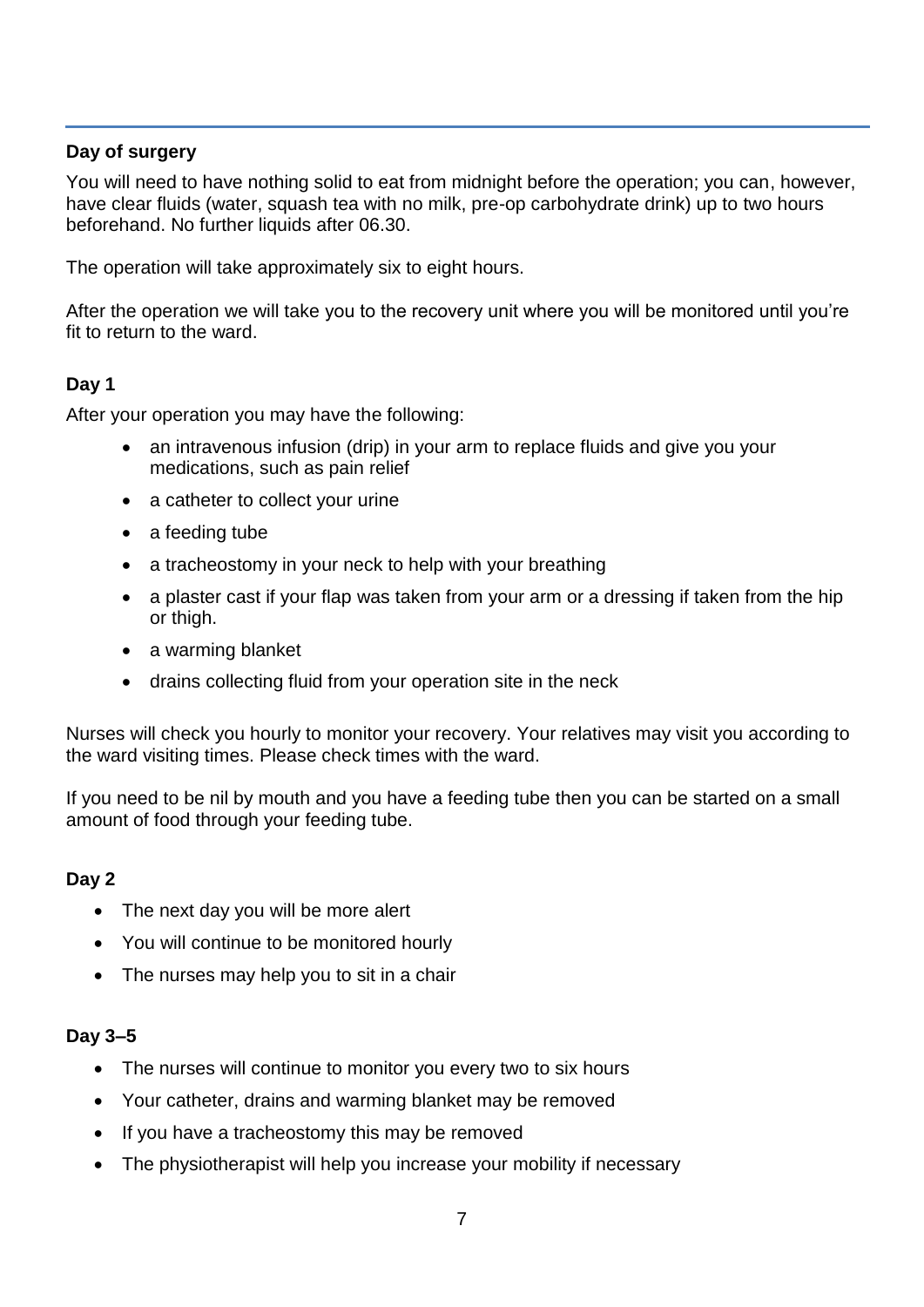**Day of surgery**

You will need to have nothing solid to eat from midnight before the operation; you can, however, have clear fluids (water, squash tea with no milk, pre-op carbohydrate drink) up to two hours beforehand. No further liquids after 06.30.

The operation will take approximately six to eight hours.

After the operation we will take you to the recovery unit where you will be monitored until you're fit to return to the ward.

**Day 1**

After your operation you may have the following:

- an intravenous infusion (drip) in your arm to replace fluids and give you your medications, such as pain relief
- a catheter to collect your urine
- a feeding tube
- a tracheostomy in your neck to help with your breathing
- a plaster cast if your flap was taken from your arm or a dressing if taken from the hip or thigh.
- a warming blanket
- drains collecting fluid from your operation site in the neck

Nurses will check you hourly to monitor your recovery. Your relatives may visit you according to the ward visiting times. Please check times with the ward.

If you need to be nil by mouth and you have a feeding tube then you can be started on a small amount of food through your feeding tube.

**Day 2**

- The next day you will be more alert
- You will continue to be monitored hourly
- The nurses may help you to sit in a chair

**Day 3–5**

- The nurses will continue to monitor you every two to six hours
- Your catheter, drains and warming blanket may be removed
- If you have a tracheostomy this may be removed
- The physiotherapist will help you increase your mobility if necessary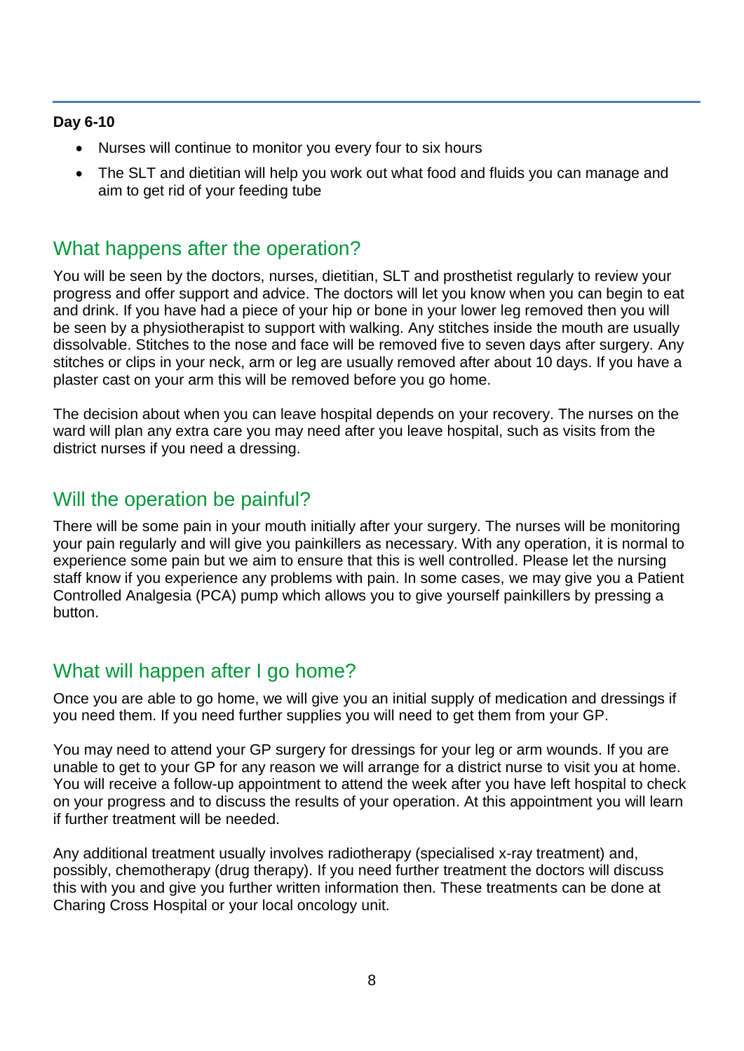**Day 6-10**

- Nurses will continue to monitor you every four to six hours
- The SLT and dietitian will help you work out what food and fluids you can manage and aim to get rid of your feeding tube

## What happens after the operation?

You will be seen by the doctors, nurses, dietitian, SLT and prosthetist regularly to review your progress and offer support and advice. The doctors will let you know when you can begin to eat and drink. If you have had a piece of your hip or bone in your lower leg removed then you will be seen by a physiotherapist to support with walking. Any stitches inside the mouth are usually dissolvable. Stitches to the nose and face will be removed five to seven days after surgery. Any stitches or clips in your neck, arm or leg are usually removed after about 10 days. If you have a plaster cast on your arm this will be removed before you go home.

The decision about when you can leave hospital depends on your recovery. The nurses on the ward will plan any extra care you may need after you leave hospital, such as visits from the district nurses if you need a dressing.

## Will the operation be painful?

There will be some pain in your mouth initially after your surgery. The nurses will be monitoring your pain regularly and will give you painkillers as necessary. With any operation, it is normal to experience some pain but we aim to ensure that this is well controlled. Please let the nursing staff know if you experience any problems with pain. In some cases, we may give you a Patient Controlled Analgesia (PCA) pump which allows you to give yourself painkillers by pressing a button.

## What will happen after I go home?

Once you are able to go home, we will give you an initial supply of medication and dressings if you need them. If you need further supplies you will need to get them from your GP.

You may need to attend your GP surgery for dressings for your leg or arm wounds. If you are unable to get to your GP for any reason we will arrange for a district nurse to visit you at home. You will receive a follow-up appointment to attend the week after you have left hospital to check on your progress and to discuss the results of your operation. At this appointment you will learn if further treatment will be needed.

Any additional treatment usually involves radiotherapy (specialised x-ray treatment) and, possibly, chemotherapy (drug therapy). If you need further treatment the doctors will discuss this with you and give you further written information then. These treatments can be done at Charing Cross Hospital or your local oncology unit.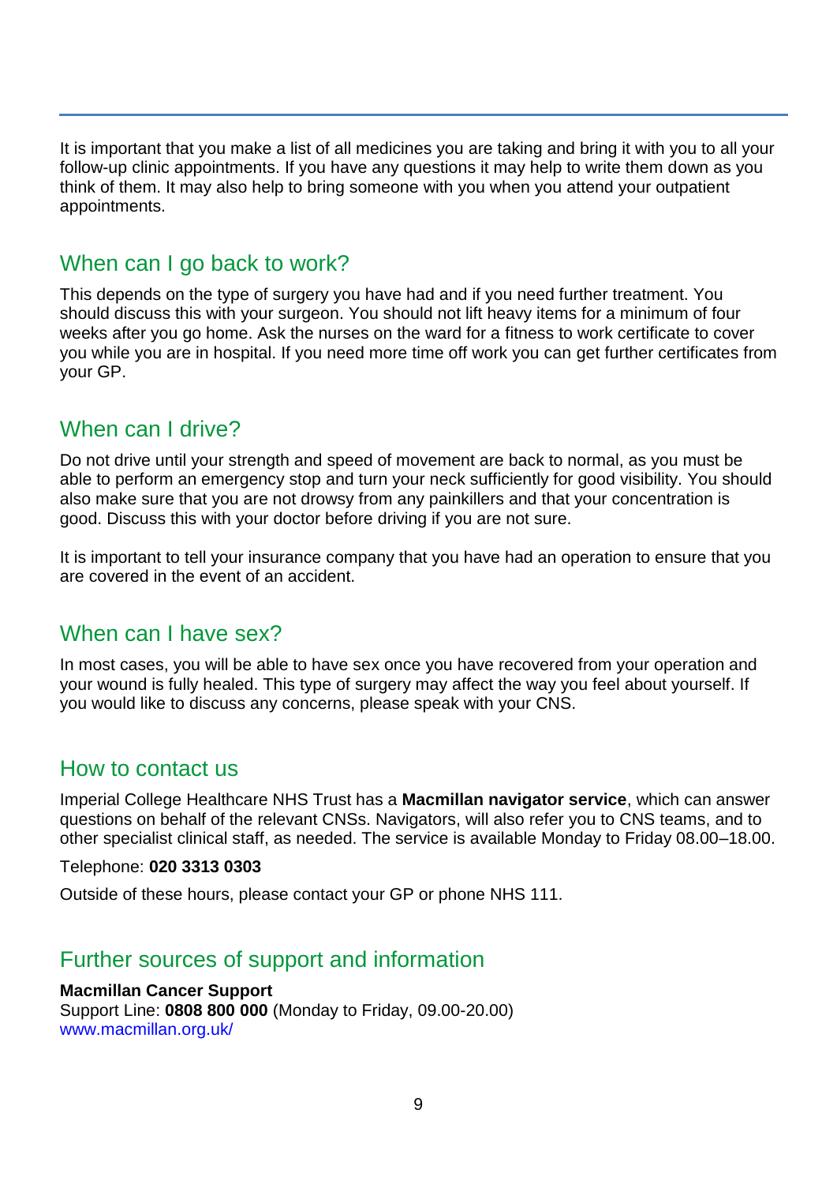It is important that you make a list of all medicines you are taking and bring it with you to all your follow-up clinic appointments. If you have any questions it may help to write them down as you think of them. It may also help to bring someone with you when you attend your outpatient appointments.

## When can I go back to work?

This depends on the type of surgery you have had and if you need further treatment. You should discuss this with your surgeon. You should not lift heavy items for a minimum of four weeks after you go home. Ask the nurses on the ward for a fitness to work certificate to cover you while you are in hospital. If you need more time off work you can get further certificates from your GP.

## When can I drive?

Do not drive until your strength and speed of movement are back to normal, as you must be able to perform an emergency stop and turn your neck sufficiently for good visibility. You should also make sure that you are not drowsy from any painkillers and that your concentration is good. Discuss this with your doctor before driving if you are not sure.

It is important to tell your insurance company that you have had an operation to ensure that you are covered in the event of an accident.

## When can I have sex?

In most cases, you will be able to have sex once you have recovered from your operation and your wound is fully healed. This type of surgery may affect the way you feel about yourself. If you would like to discuss any concerns, please speak with your CNS.

## How to contact us

Imperial College Healthcare NHS Trust has a **Macmillan navigator service**, which can answer questions on behalf of the relevant CNSs. Navigators, will also refer you to CNS teams, and to other specialist clinical staff, as needed. The service is available Monday to Friday 08.00–18.00.

Telephone: **020 3313 0303**

Outside of these hours, please contact your GP or phone NHS 111.

## Further sources of support and information

**Macmillan Cancer Support**
Support Line: **0808 800 000** (Monday to Friday, 09.00-20.00)
www.macmillan.org.uk/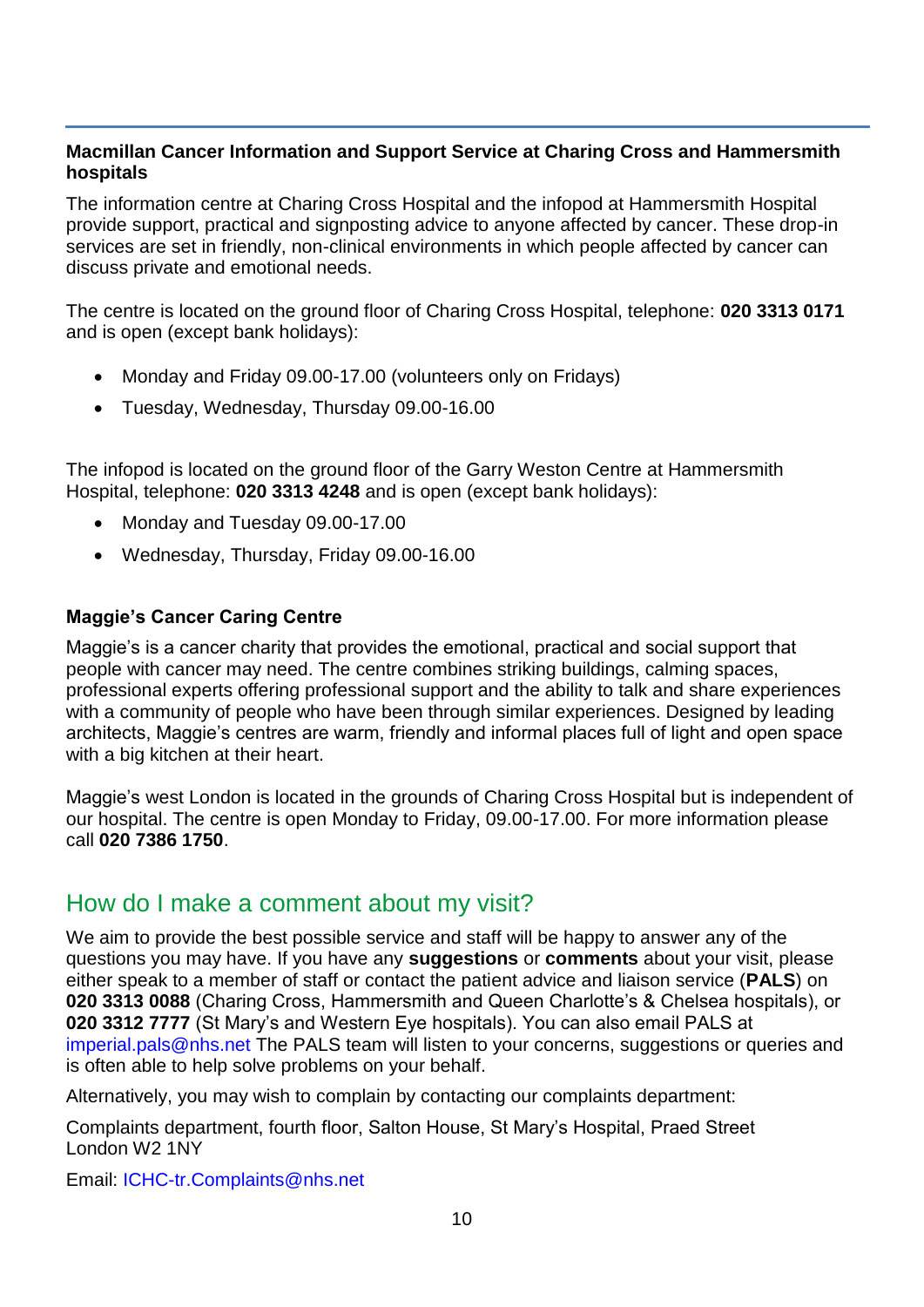**Macmillan Cancer Information and Support Service at Charing Cross and Hammersmith hospitals**

The information centre at Charing Cross Hospital and the infopod at Hammersmith Hospital provide support, practical and signposting advice to anyone affected by cancer. These drop-in services are set in friendly, non-clinical environments in which people affected by cancer can discuss private and emotional needs.

The centre is located on the ground floor of Charing Cross Hospital, telephone: **020 3313 0171** and is open (except bank holidays):

- Monday and Friday 09.00-17.00 (volunteers only on Fridays)
- Tuesday, Wednesday, Thursday 09.00-16.00

The infopod is located on the ground floor of the Garry Weston Centre at Hammersmith Hospital, telephone: **020 3313 4248** and is open (except bank holidays):

- Monday and Tuesday 09.00-17.00
- Wednesday, Thursday, Friday 09.00-16.00

**Maggie's Cancer Caring Centre**

Maggie's is a cancer charity that provides the emotional, practical and social support that people with cancer may need. The centre combines striking buildings, calming spaces, professional experts offering professional support and the ability to talk and share experiences with a community of people who have been through similar experiences. Designed by leading architects, Maggie's centres are warm, friendly and informal places full of light and open space with a big kitchen at their heart.

Maggie's west London is located in the grounds of Charing Cross Hospital but is independent of our hospital. The centre is open Monday to Friday, 09.00-17.00. For more information please call **020 7386 1750**.

## How do I make a comment about my visit?

We aim to provide the best possible service and staff will be happy to answer any of the questions you may have. If you have any **suggestions** or **comments** about your visit, please either speak to a member of staff or contact the patient advice and liaison service (**PALS**) on **020 3313 0088** (Charing Cross, Hammersmith and Queen Charlotte's & Chelsea hospitals), or **020 3312 7777** (St Mary's and Western Eye hospitals). You can also email PALS at imperial.pals@nhs.net The PALS team will listen to your concerns, suggestions or queries and is often able to help solve problems on your behalf.

Alternatively, you may wish to complain by contacting our complaints department:

Complaints department, fourth floor, Salton House, St Mary's Hospital, Praed Street London W2 1NY

Email: ICHC-tr.Complaints@nhs.net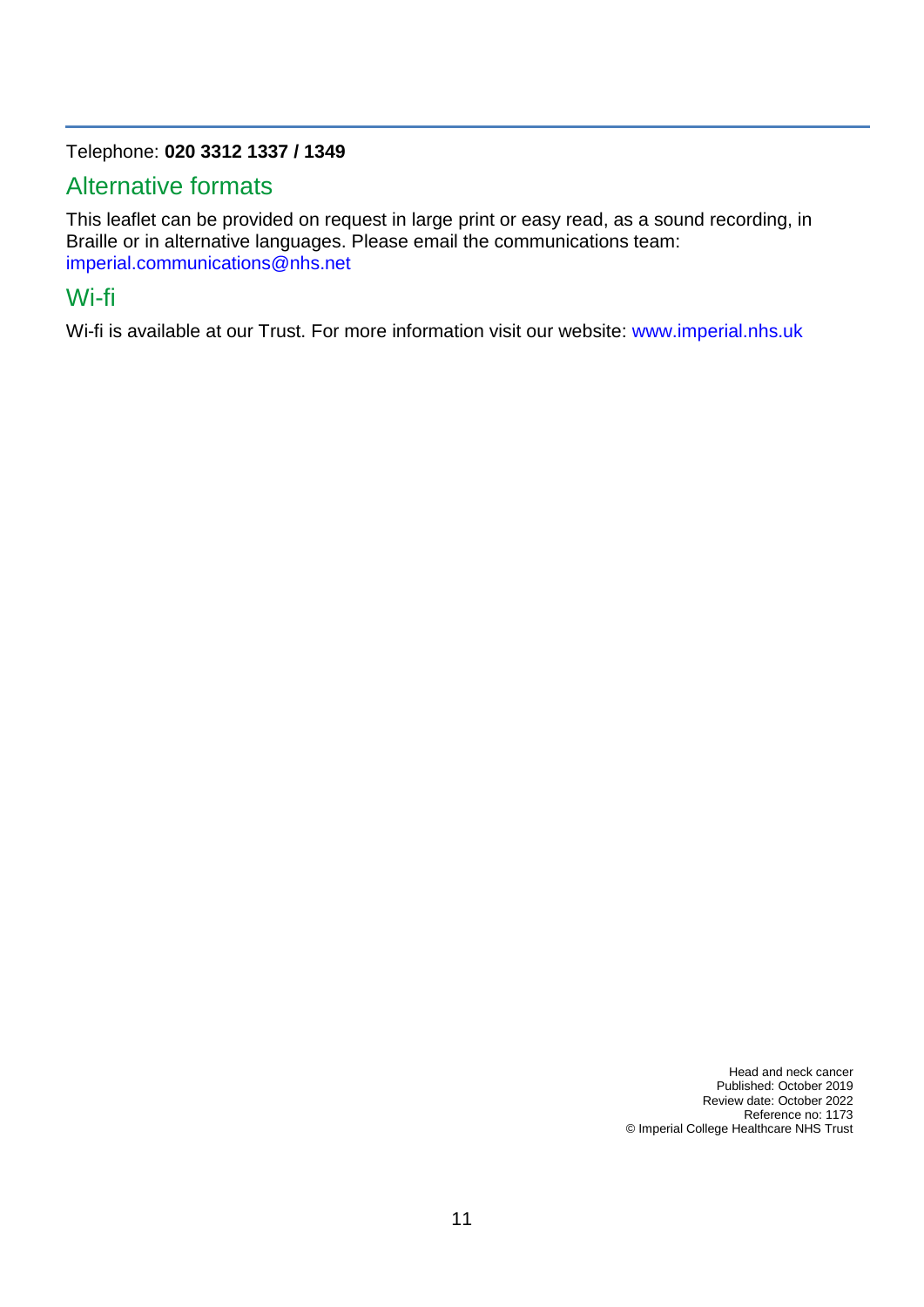Telephone: **020 3312 1337 / 1349**

## Alternative formats

This leaflet can be provided on request in large print or easy read, as a sound recording, in Braille or in alternative languages. Please email the communications team: imperial.communications@nhs.net

## Wi-fi

Wi-fi is available at our Trust. For more information visit our website: www.imperial.nhs.uk

Head and neck cancer
Published: October 2019
Review date: October 2022
Reference no: 1173
© Imperial College Healthcare NHS Trust